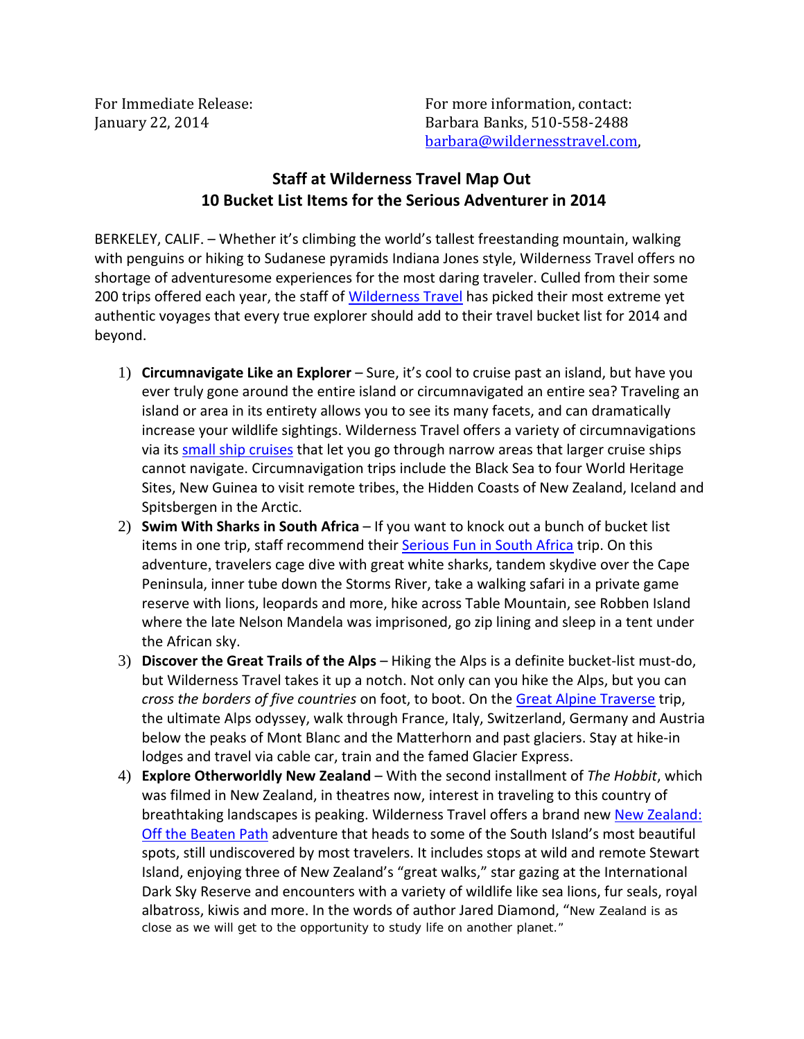For Immediate Release:
January 22, 2014

For more information, contact:
Barbara Banks, 510-558-2488
barbara@wildernesstravel.com,

## Staff at Wilderness Travel Map Out 10 Bucket List Items for the Serious Adventurer in 2014

BERKELEY, CALIF. – Whether it's climbing the world's tallest freestanding mountain, walking with penguins or hiking to Sudanese pyramids Indiana Jones style, Wilderness Travel offers no shortage of adventuresome experiences for the most daring traveler. Culled from their some 200 trips offered each year, the staff of Wilderness Travel has picked their most extreme yet authentic voyages that every true explorer should add to their travel bucket list for 2014 and beyond.

1) **Circumnavigate Like an Explorer** – Sure, it's cool to cruise past an island, but have you ever truly gone around the entire island or circumnavigated an entire sea? Traveling an island or area in its entirety allows you to see its many facets, and can dramatically increase your wildlife sightings. Wilderness Travel offers a variety of circumnavigations via its small ship cruises that let you go through narrow areas that larger cruise ships cannot navigate. Circumnavigation trips include the Black Sea to four World Heritage Sites, New Guinea to visit remote tribes, the Hidden Coasts of New Zealand, Iceland and Spitsbergen in the Arctic.
2) **Swim With Sharks in South Africa** – If you want to knock out a bunch of bucket list items in one trip, staff recommend their Serious Fun in South Africa trip. On this adventure, travelers cage dive with great white sharks, tandem skydive over the Cape Peninsula, inner tube down the Storms River, take a walking safari in a private game reserve with lions, leopards and more, hike across Table Mountain, see Robben Island where the late Nelson Mandela was imprisoned, go zip lining and sleep in a tent under the African sky.
3) **Discover the Great Trails of the Alps** – Hiking the Alps is a definite bucket-list must-do, but Wilderness Travel takes it up a notch. Not only can you hike the Alps, but you can *cross the borders of five countries* on foot, to boot. On the Great Alpine Traverse trip, the ultimate Alps odyssey, walk through France, Italy, Switzerland, Germany and Austria below the peaks of Mont Blanc and the Matterhorn and past glaciers. Stay at hike-in lodges and travel via cable car, train and the famed Glacier Express.
4) **Explore Otherworldly New Zealand** – With the second installment of *The Hobbit*, which was filmed in New Zealand, in theatres now, interest in traveling to this country of breathtaking landscapes is peaking. Wilderness Travel offers a brand new New Zealand: Off the Beaten Path adventure that heads to some of the South Island's most beautiful spots, still undiscovered by most travelers. It includes stops at wild and remote Stewart Island, enjoying three of New Zealand's "great walks," star gazing at the International Dark Sky Reserve and encounters with a variety of wildlife like sea lions, fur seals, royal albatross, kiwis and more. In the words of author Jared Diamond, "New Zealand is as close as we will get to the opportunity to study life on another planet."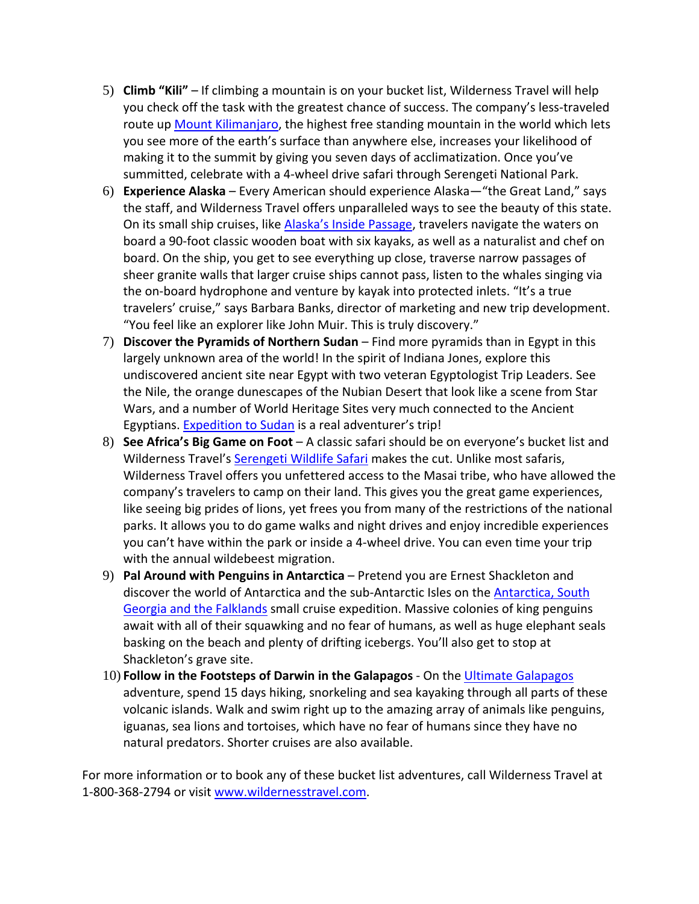5) **Climb "Kili"** – If climbing a mountain is on your bucket list, Wilderness Travel will help you check off the task with the greatest chance of success. The company's less-traveled route up Mount Kilimanjaro, the highest free standing mountain in the world which lets you see more of the earth's surface than anywhere else, increases your likelihood of making it to the summit by giving you seven days of acclimatization. Once you've summitted, celebrate with a 4-wheel drive safari through Serengeti National Park.
6) **Experience Alaska** – Every American should experience Alaska—"the Great Land," says the staff, and Wilderness Travel offers unparalleled ways to see the beauty of this state. On its small ship cruises, like Alaska's Inside Passage, travelers navigate the waters on board a 90-foot classic wooden boat with six kayaks, as well as a naturalist and chef on board. On the ship, you get to see everything up close, traverse narrow passages of sheer granite walls that larger cruise ships cannot pass, listen to the whales singing via the on-board hydrophone and venture by kayak into protected inlets. "It's a true travelers' cruise," says Barbara Banks, director of marketing and new trip development. "You feel like an explorer like John Muir. This is truly discovery."
7) **Discover the Pyramids of Northern Sudan** – Find more pyramids than in Egypt in this largely unknown area of the world! In the spirit of Indiana Jones, explore this undiscovered ancient site near Egypt with two veteran Egyptologist Trip Leaders. See the Nile, the orange dunescapes of the Nubian Desert that look like a scene from Star Wars, and a number of World Heritage Sites very much connected to the Ancient Egyptians. Expedition to Sudan is a real adventurer's trip!
8) **See Africa's Big Game on Foot** – A classic safari should be on everyone's bucket list and Wilderness Travel's Serengeti Wildlife Safari makes the cut. Unlike most safaris, Wilderness Travel offers you unfettered access to the Masai tribe, who have allowed the company's travelers to camp on their land. This gives you the great game experiences, like seeing big prides of lions, yet frees you from many of the restrictions of the national parks. It allows you to do game walks and night drives and enjoy incredible experiences you can't have within the park or inside a 4-wheel drive. You can even time your trip with the annual wildebeest migration.
9) **Pal Around with Penguins in Antarctica** – Pretend you are Ernest Shackleton and discover the world of Antarctica and the sub-Antarctic Isles on the Antarctica, South Georgia and the Falklands small cruise expedition. Massive colonies of king penguins await with all of their squawking and no fear of humans, as well as huge elephant seals basking on the beach and plenty of drifting icebergs. You'll also get to stop at Shackleton's grave site.
10) **Follow in the Footsteps of Darwin in the Galapagos** - On the Ultimate Galapagos adventure, spend 15 days hiking, snorkeling and sea kayaking through all parts of these volcanic islands. Walk and swim right up to the amazing array of animals like penguins, iguanas, sea lions and tortoises, which have no fear of humans since they have no natural predators. Shorter cruises are also available.

For more information or to book any of these bucket list adventures, call Wilderness Travel at 1-800-368-2794 or visit www.wildernesstravel.com.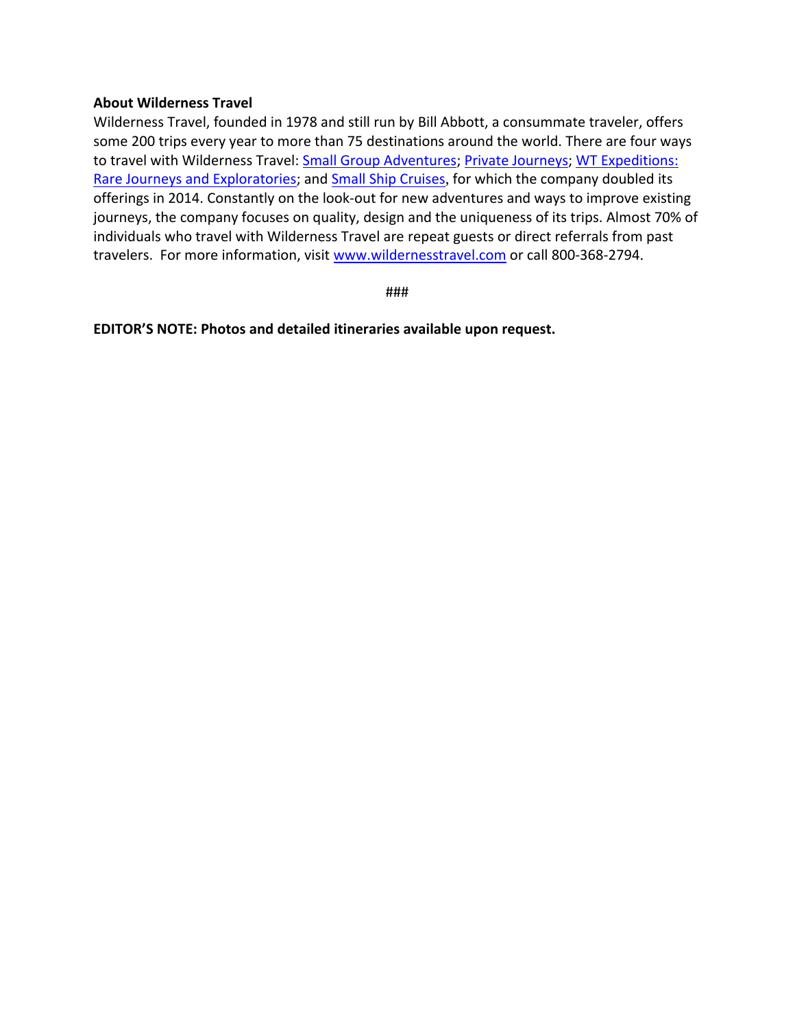**About Wilderness Travel**

Wilderness Travel, founded in 1978 and still run by Bill Abbott, a consummate traveler, offers some 200 trips every year to more than 75 destinations around the world. There are four ways to travel with Wilderness Travel: Small Group Adventures; Private Journeys; WT Expeditions: Rare Journeys and Exploratories; and Small Ship Cruises, for which the company doubled its offerings in 2014. Constantly on the look-out for new adventures and ways to improve existing journeys, the company focuses on quality, design and the uniqueness of its trips. Almost 70% of individuals who travel with Wilderness Travel are repeat guests or direct referrals from past travelers. For more information, visit www.wildernesstravel.com or call 800-368-2794.

###

**EDITOR'S NOTE: Photos and detailed itineraries available upon request.**